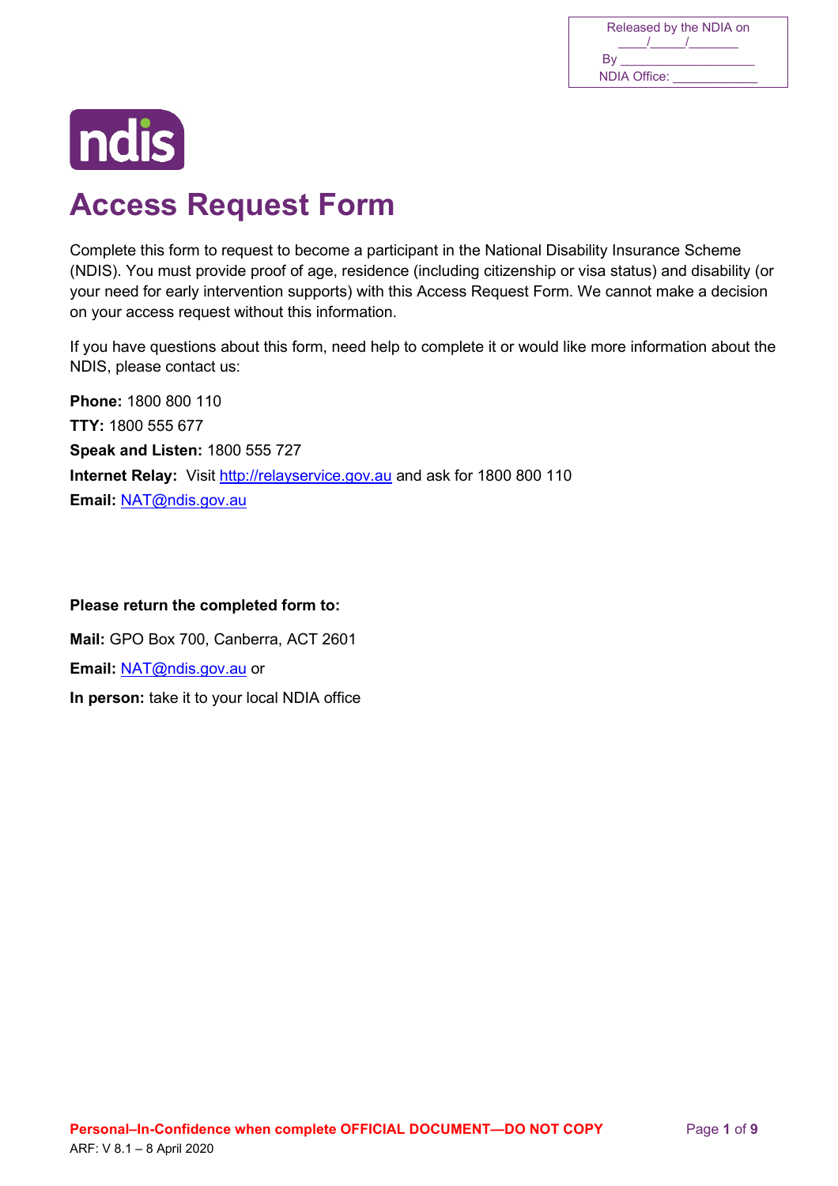Released by the NDIA on \_\_\_\_/\_\_\_\_\_/\_\_\_\_\_\_\_
By \_\_\_\_\_\_\_\_\_\_\_\_\_\_\_\_\_\_\_
NDIA Office: \_\_\_\_\_\_\_\_\_\_\_\_

ndis

# Access Request Form

Complete this form to request to become a participant in the National Disability Insurance Scheme (NDIS). You must provide proof of age, residence (including citizenship or visa status) and disability (or your need for early intervention supports) with this Access Request Form. We cannot make a decision on your access request without this information.

If you have questions about this form, need help to complete it or would like more information about the NDIS, please contact us:

**Phone:** 1800 800 110
**TTY:** 1800 555 677
**Speak and Listen:** 1800 555 727
**Internet Relay:** Visit http://relayservice.gov.au and ask for 1800 800 110
**Email:** NAT@ndis.gov.au

**Please return the completed form to:**

**Mail:** GPO Box 700, Canberra, ACT 2601

**Email:** NAT@ndis.gov.au or

**In person:** take it to your local NDIA office

**Personal–In-Confidence when complete OFFICIAL DOCUMENT—DO NOT COPY**
ARF: V 8.1 – 8 April 2020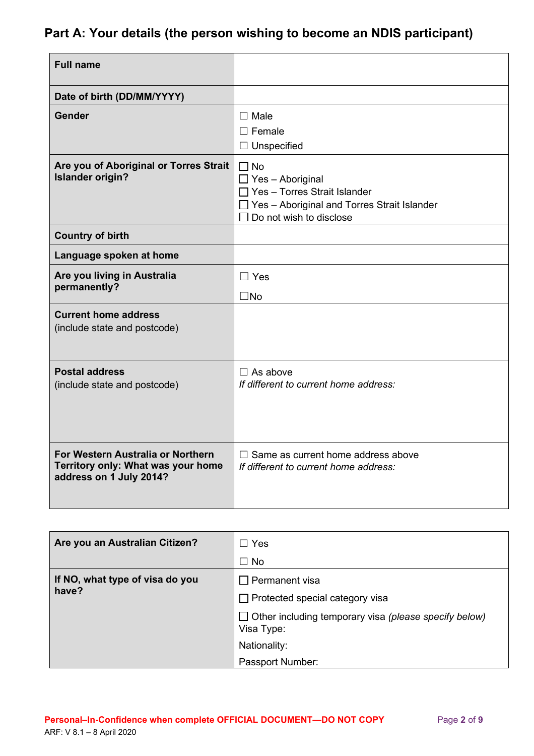## Part A: Your details (the person wishing to become an NDIS participant)

| **Full name** | |
|---|---|
| **Date of birth (DD/MM/YYYY)** | |
| **Gender** | ☐ Male<br>☐ Female<br>☐ Unspecified |
| **Are you of Aboriginal or Torres Strait Islander origin?** | ☐ No<br>☐ Yes – Aboriginal<br>☐ Yes – Torres Strait Islander<br>☐ Yes – Aboriginal and Torres Strait Islander<br>☐ Do not wish to disclose |
| **Country of birth** | |
| **Language spoken at home** | |
| **Are you living in Australia permanently?** | ☐ Yes<br>☐No |
| **Current home address** (include state and postcode) | |
| **Postal address** (include state and postcode) | ☐ As above<br>*If different to current home address:* |
| **For Western Australia or Northern Territory only: What was your home address on 1 July 2014?** | ☐ Same as current home address above<br>*If different to current home address:* |

| **Are you an Australian Citizen?** | ☐ Yes<br>☐ No |
|---|---|
| **If NO, what type of visa do you have?** | ☐ Permanent visa<br>☐ Protected special category visa<br>☐ Other including temporary visa *(please specify below)*<br>Visa Type:<br>Nationality:<br>Passport Number: |

**Personal–In-Confidence when complete OFFICIAL DOCUMENT—DO NOT COPY**

ARF: V 8.1 – 8 April 2020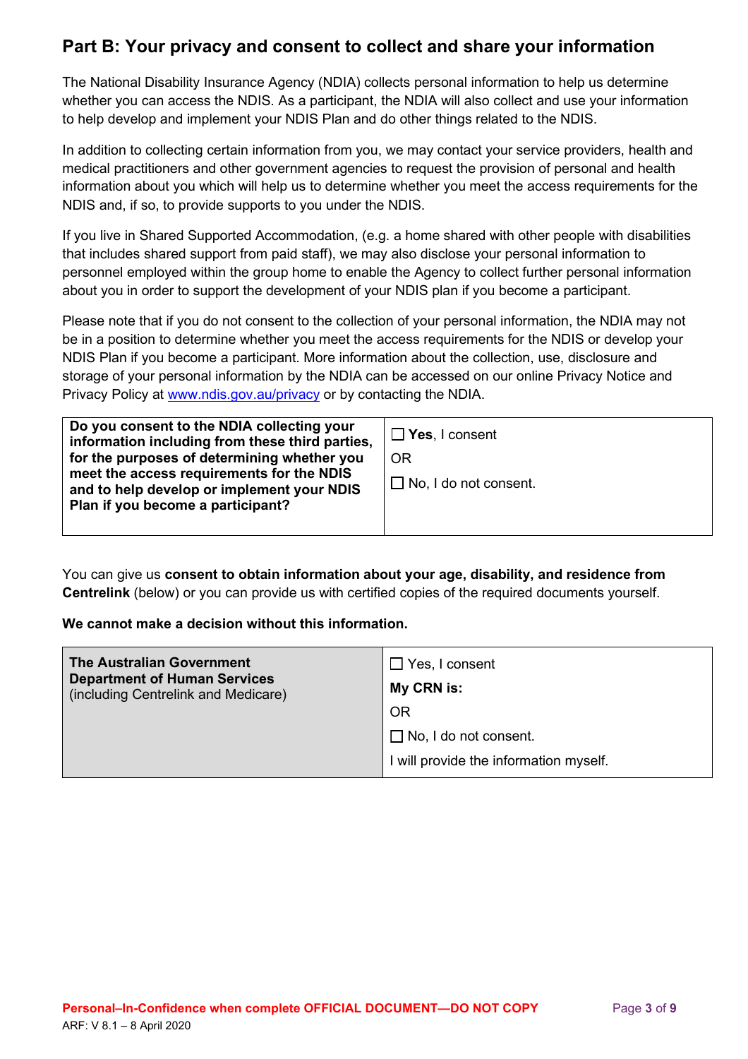## Part B: Your privacy and consent to collect and share your information

The National Disability Insurance Agency (NDIA) collects personal information to help us determine whether you can access the NDIS. As a participant, the NDIA will also collect and use your information to help develop and implement your NDIS Plan and do other things related to the NDIS.

In addition to collecting certain information from you, we may contact your service providers, health and medical practitioners and other government agencies to request the provision of personal and health information about you which will help us to determine whether you meet the access requirements for the NDIS and, if so, to provide supports to you under the NDIS.

If you live in Shared Supported Accommodation, (e.g. a home shared with other people with disabilities that includes shared support from paid staff), we may also disclose your personal information to personnel employed within the group home to enable the Agency to collect further personal information about you in order to support the development of your NDIS plan if you become a participant.

Please note that if you do not consent to the collection of your personal information, the NDIA may not be in a position to determine whether you meet the access requirements for the NDIS or develop your NDIS Plan if you become a participant. More information about the collection, use, disclosure and storage of your personal information by the NDIA can be accessed on our online Privacy Notice and Privacy Policy at www.ndis.gov.au/privacy or by contacting the NDIA.

| **Do you consent to the NDIA collecting your information including from these third parties, for the purposes of determining whether you meet the access requirements for the NDIS and to help develop or implement your NDIS Plan if you become a participant?** | ☐ **Yes**, I consent<br>OR<br>☐ No, I do not consent. |
|---|---|

You can give us **consent to obtain information about your age, disability, and residence from Centrelink** (below) or you can provide us with certified copies of the required documents yourself.

**We cannot make a decision without this information.**

| **The Australian Government Department of Human Services** (including Centrelink and Medicare) | ☐ Yes, I consent<br>**My CRN is:**<br>OR<br>☐ No, I do not consent.<br>I will provide the information myself. |
|---|---|

**Personal–In-Confidence when complete OFFICIAL DOCUMENT—DO NOT COPY**

ARF: V 8.1 – 8 April 2020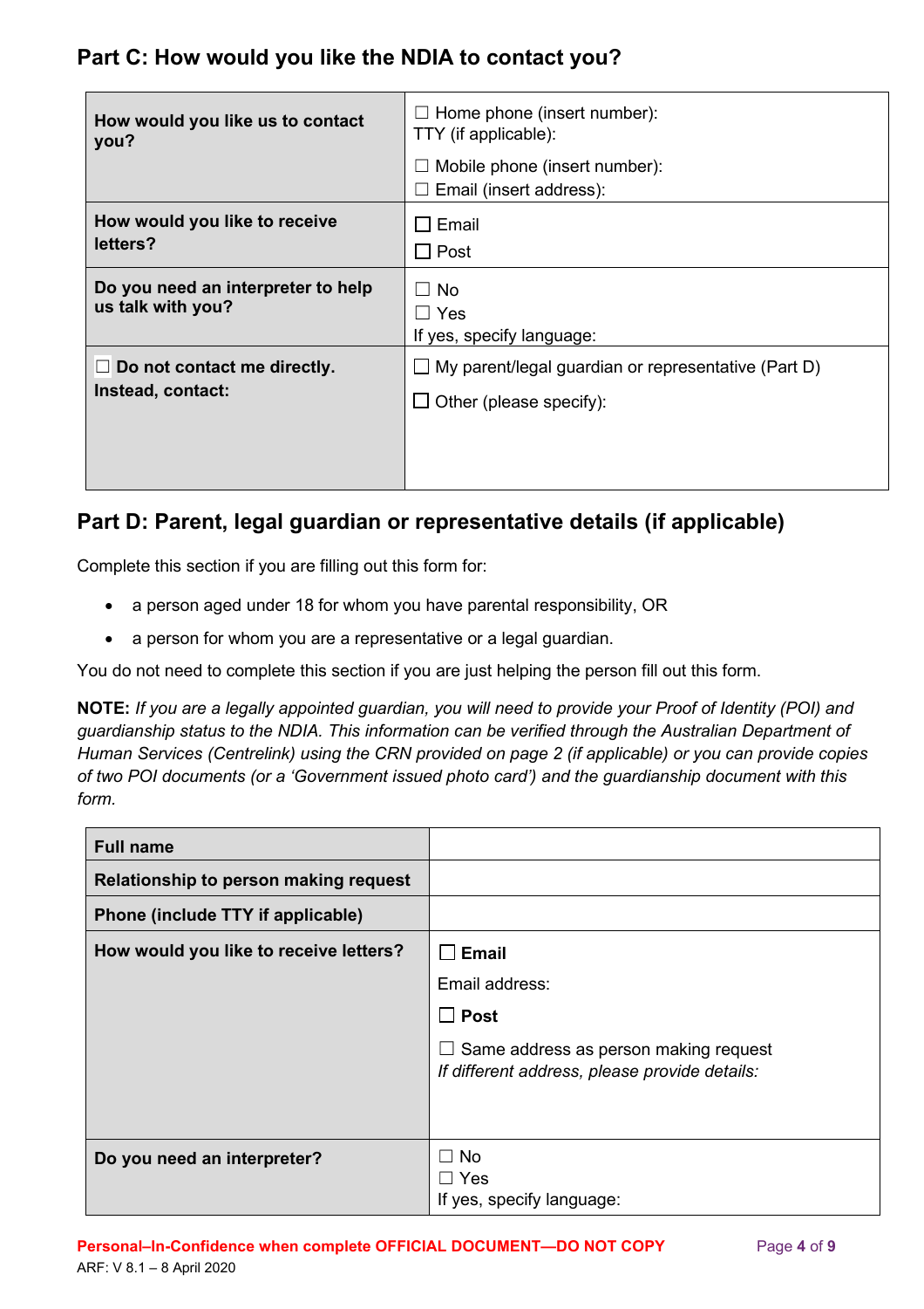## Part C: How would you like the NDIA to contact you?

| | |
|---|---|
| **How would you like us to contact you?** | ☐ Home phone (insert number):<br>TTY (if applicable):<br>☐ Mobile phone (insert number):<br>☐ Email (insert address): |
| **How would you like to receive letters?** | ☐ Email<br>☐ Post |
| **Do you need an interpreter to help us talk with you?** | ☐ No<br>☐ Yes<br>If yes, specify language: |
| ☐ **Do not contact me directly. Instead, contact:** | ☐ My parent/legal guardian or representative (Part D)<br>☐ Other (please specify): |

## Part D: Parent, legal guardian or representative details (if applicable)

Complete this section if you are filling out this form for:

- a person aged under 18 for whom you have parental responsibility, OR
- a person for whom you are a representative or a legal guardian.

You do not need to complete this section if you are just helping the person fill out this form.

**NOTE:** *If you are a legally appointed guardian, you will need to provide your Proof of Identity (POI) and guardianship status to the NDIA. This information can be verified through the Australian Department of Human Services (Centrelink) using the CRN provided on page 2 (if applicable) or you can provide copies of two POI documents (or a 'Government issued photo card') and the guardianship document with this form.*

| | |
|---|---|
| **Full name** | |
| **Relationship to person making request** | |
| **Phone (include TTY if applicable)** | |
| **How would you like to receive letters?** | ☐ **Email**<br>Email address:<br>☐ **Post**<br>☐ Same address as person making request<br>*If different address, please provide details:* |
| **Do you need an interpreter?** | ☐ No<br>☐ Yes<br>If yes, specify language: |

**Personal–In-Confidence when complete OFFICIAL DOCUMENT—DO NOT COPY**

ARF: V 8.1 – 8 April 2020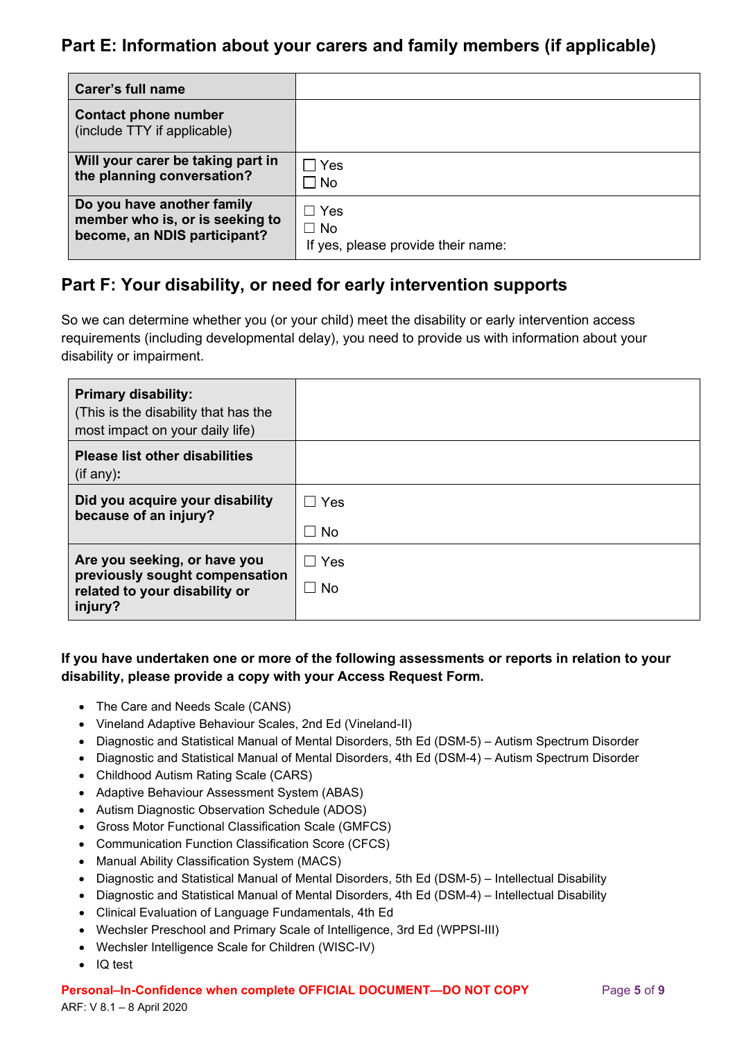## Part E: Information about your carers and family members (if applicable)

| Carer's full name | |
|---|---|
| **Contact phone number** (include TTY if applicable) | |
| **Will your carer be taking part in the planning conversation?** | ☐ Yes ☐ No |
| **Do you have another family member who is, or is seeking to become, an NDIS participant?** | ☐ Yes ☐ No If yes, please provide their name: |

## Part F: Your disability, or need for early intervention supports

So we can determine whether you (or your child) meet the disability or early intervention access requirements (including developmental delay), you need to provide us with information about your disability or impairment.

| **Primary disability:** (This is the disability that has the most impact on your daily life) | |
|---|---|
| **Please list other disabilities** (if any)**:** | |
| **Did you acquire your disability because of an injury?** | ☐ Yes ☐ No |
| **Are you seeking, or have you previously sought compensation related to your disability or injury?** | ☐ Yes ☐ No |

**If you have undertaken one or more of the following assessments or reports in relation to your disability, please provide a copy with your Access Request Form.**

- The Care and Needs Scale (CANS)
- Vineland Adaptive Behaviour Scales, 2nd Ed (Vineland-II)
- Diagnostic and Statistical Manual of Mental Disorders, 5th Ed (DSM-5) – Autism Spectrum Disorder
- Diagnostic and Statistical Manual of Mental Disorders, 4th Ed (DSM-4) – Autism Spectrum Disorder
- Childhood Autism Rating Scale (CARS)
- Adaptive Behaviour Assessment System (ABAS)
- Autism Diagnostic Observation Schedule (ADOS)
- Gross Motor Functional Classification Scale (GMFCS)
- Communication Function Classification Score (CFCS)
- Manual Ability Classification System (MACS)
- Diagnostic and Statistical Manual of Mental Disorders, 5th Ed (DSM-5) – Intellectual Disability
- Diagnostic and Statistical Manual of Mental Disorders, 4th Ed (DSM-4) – Intellectual Disability
- Clinical Evaluation of Language Fundamentals, 4th Ed
- Wechsler Preschool and Primary Scale of Intelligence, 3rd Ed (WPPSI-III)
- Wechsler Intelligence Scale for Children (WISC-IV)
- IQ test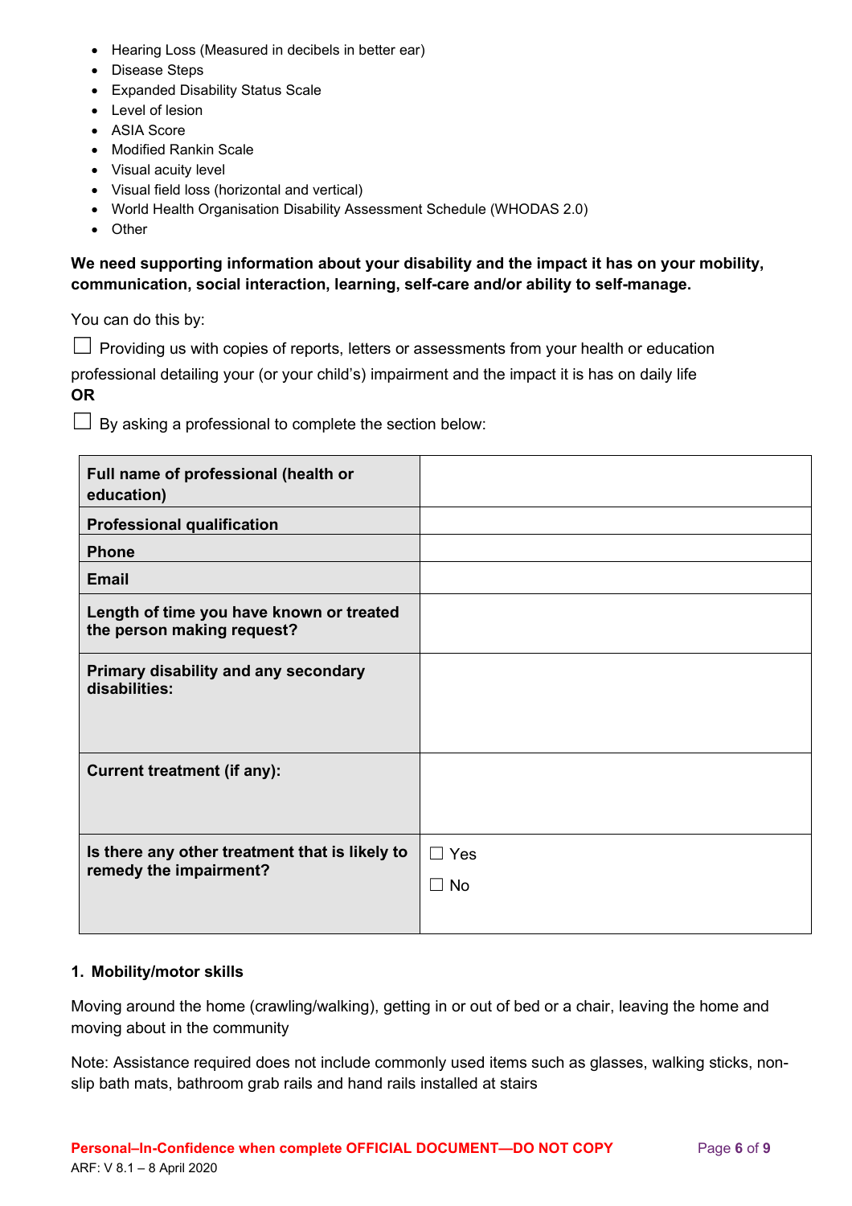- Hearing Loss (Measured in decibels in better ear)
- Disease Steps
- Expanded Disability Status Scale
- Level of lesion
- ASIA Score
- Modified Rankin Scale
- Visual acuity level
- Visual field loss (horizontal and vertical)
- World Health Organisation Disability Assessment Schedule (WHODAS 2.0)
- Other

**We need supporting information about your disability and the impact it has on your mobility, communication, social interaction, learning, self-care and/or ability to self-manage.**

You can do this by:

☐ Providing us with copies of reports, letters or assessments from your health or education professional detailing your (or your child's) impairment and the impact it is has on daily life

**OR**

☐ By asking a professional to complete the section below:

| | |
|---|---|
| **Full name of professional (health or education)** | |
| **Professional qualification** | |
| **Phone** | |
| **Email** | |
| **Length of time you have known or treated the person making request?** | |
| **Primary disability and any secondary disabilities:** | |
| **Current treatment (if any):** | |
| **Is there any other treatment that is likely to remedy the impairment?** | ☐ Yes<br>☐ No |

**1. Mobility/motor skills**

Moving around the home (crawling/walking), getting in or out of bed or a chair, leaving the home and moving about in the community

Note: Assistance required does not include commonly used items such as glasses, walking sticks, non-slip bath mats, bathroom grab rails and hand rails installed at stairs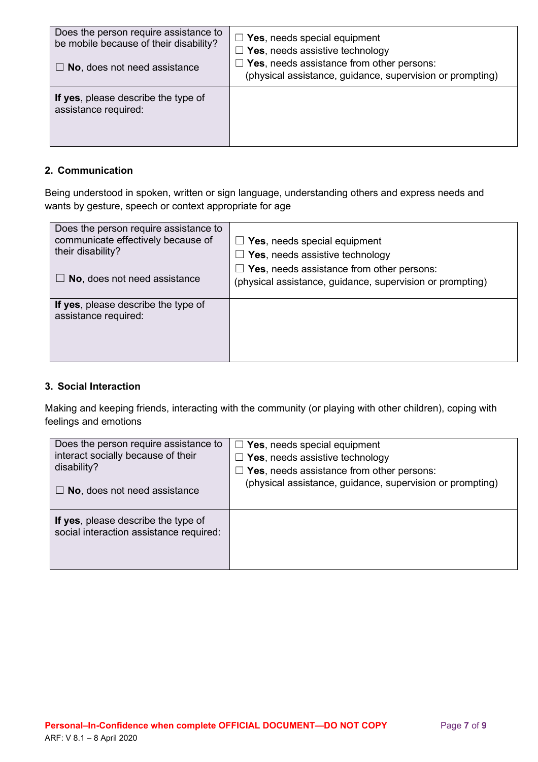| Does the person require assistance to be mobile because of their disability?<br><br>☐ **No**, does not need assistance | ☐ **Yes**, needs special equipment<br>☐ **Yes**, needs assistive technology<br>☐ **Yes**, needs assistance from other persons:<br>(physical assistance, guidance, supervision or prompting) |
|---|---|
| **If yes**, please describe the type of assistance required: | |

### 2. Communication

Being understood in spoken, written or sign language, understanding others and express needs and wants by gesture, speech or context appropriate for age

| Does the person require assistance to communicate effectively because of their disability?<br><br>☐ **No**, does not need assistance | ☐ **Yes**, needs special equipment<br>☐ **Yes**, needs assistive technology<br>☐ **Yes**, needs assistance from other persons:<br>(physical assistance, guidance, supervision or prompting) |
|---|---|
| **If yes**, please describe the type of assistance required: | |

### 3. Social Interaction

Making and keeping friends, interacting with the community (or playing with other children), coping with feelings and emotions

| Does the person require assistance to interact socially because of their disability?<br><br>☐ **No**, does not need assistance | ☐ **Yes**, needs special equipment<br>☐ **Yes**, needs assistive technology<br>☐ **Yes**, needs assistance from other persons:<br>(physical assistance, guidance, supervision or prompting) |
|---|---|
| **If yes**, please describe the type of social interaction assistance required: | |

**Personal–In-Confidence when complete OFFICIAL DOCUMENT—DO NOT COPY**

ARF: V 8.1 – 8 April 2020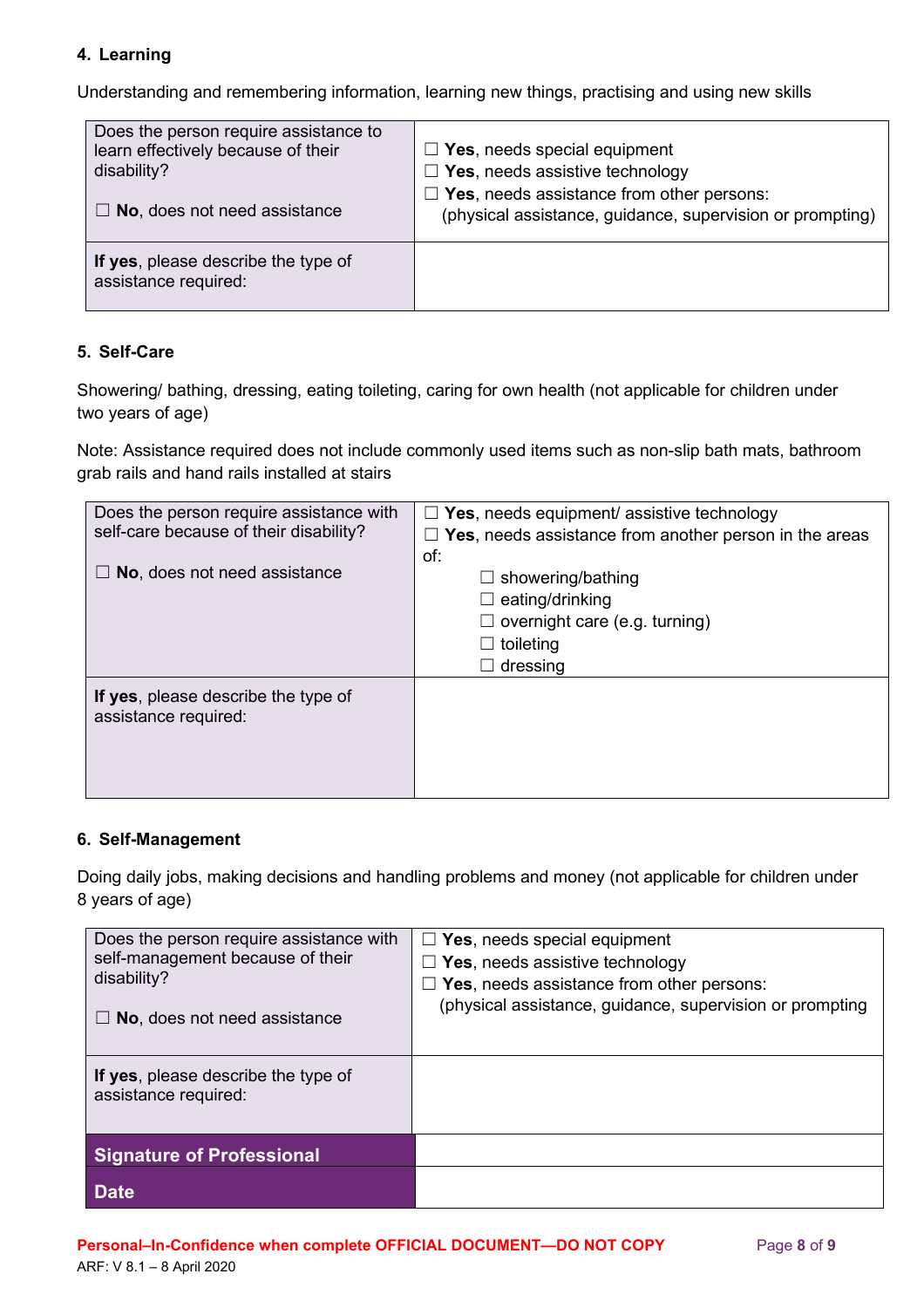#### 4. Learning

Understanding and remembering information, learning new things, practising and using new skills

| Does the person require assistance to learn effectively because of their disability?<br><br>☐ **No**, does not need assistance | ☐ **Yes**, needs special equipment<br>☐ **Yes**, needs assistive technology<br>☐ **Yes**, needs assistance from other persons:<br>(physical assistance, guidance, supervision or prompting) |
|---|---|
| **If yes**, please describe the type of assistance required: | |

#### 5. Self-Care

Showering/ bathing, dressing, eating toileting, caring for own health (not applicable for children under two years of age)

Note: Assistance required does not include commonly used items such as non-slip bath mats, bathroom grab rails and hand rails installed at stairs

| Does the person require assistance with self-care because of their disability?<br><br>☐ **No**, does not need assistance | ☐ **Yes**, needs equipment/ assistive technology<br>☐ **Yes**, needs assistance from another person in the areas of:<br>☐ showering/bathing<br>☐ eating/drinking<br>☐ overnight care (e.g. turning)<br>☐ toileting<br>☐ dressing |
|---|---|
| **If yes**, please describe the type of assistance required: | |

#### 6. Self-Management

Doing daily jobs, making decisions and handling problems and money (not applicable for children under 8 years of age)

| Does the person require assistance with self-management because of their disability?<br><br>☐ **No**, does not need assistance | ☐ **Yes**, needs special equipment<br>☐ **Yes**, needs assistive technology<br>☐ **Yes**, needs assistance from other persons:<br>(physical assistance, guidance, supervision or prompting |
|---|---|
| **If yes**, please describe the type of assistance required: | |
| **Signature of Professional** | |
| **Date** | |

**Personal–In-Confidence when complete OFFICIAL DOCUMENT—DO NOT COPY**

ARF: V 8.1 – 8 April 2020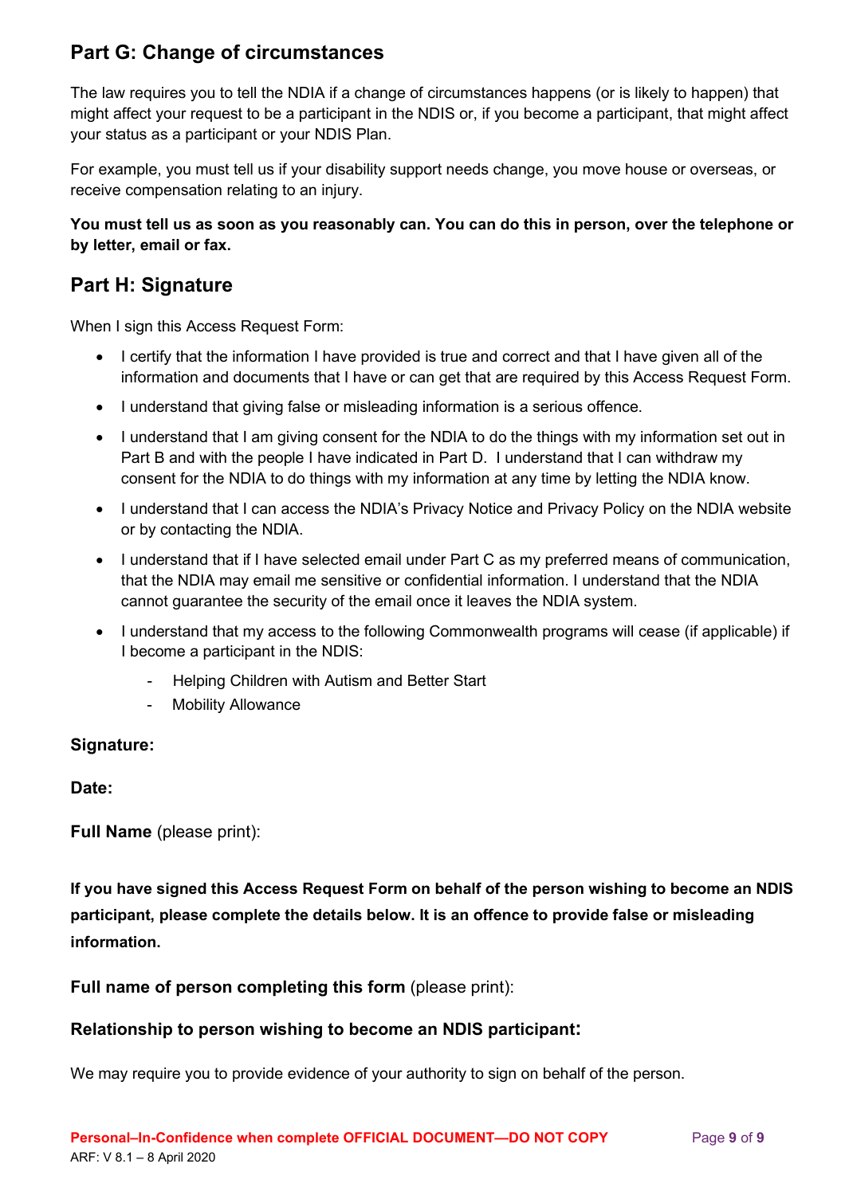## Part G: Change of circumstances

The law requires you to tell the NDIA if a change of circumstances happens (or is likely to happen) that might affect your request to be a participant in the NDIS or, if you become a participant, that might affect your status as a participant or your NDIS Plan.

For example, you must tell us if your disability support needs change, you move house or overseas, or receive compensation relating to an injury.

**You must tell us as soon as you reasonably can. You can do this in person, over the telephone or by letter, email or fax.**

## Part H: Signature

When I sign this Access Request Form:

- I certify that the information I have provided is true and correct and that I have given all of the information and documents that I have or can get that are required by this Access Request Form.
- I understand that giving false or misleading information is a serious offence.
- I understand that I am giving consent for the NDIA to do the things with my information set out in Part B and with the people I have indicated in Part D. I understand that I can withdraw my consent for the NDIA to do things with my information at any time by letting the NDIA know.
- I understand that I can access the NDIA's Privacy Notice and Privacy Policy on the NDIA website or by contacting the NDIA.
- I understand that if I have selected email under Part C as my preferred means of communication, that the NDIA may email me sensitive or confidential information. I understand that the NDIA cannot guarantee the security of the email once it leaves the NDIA system.
- I understand that my access to the following Commonwealth programs will cease (if applicable) if I become a participant in the NDIS:
  - Helping Children with Autism and Better Start
  - Mobility Allowance

**Signature:**

**Date:**

**Full Name** (please print):

**If you have signed this Access Request Form on behalf of the person wishing to become an NDIS participant, please complete the details below. It is an offence to provide false or misleading information.**

**Full name of person completing this form** (please print):

**Relationship to person wishing to become an NDIS participant:**

We may require you to provide evidence of your authority to sign on behalf of the person.

**Personal–In-Confidence when complete OFFICIAL DOCUMENT—DO NOT COPY**

ARF: V 8.1 – 8 April 2020